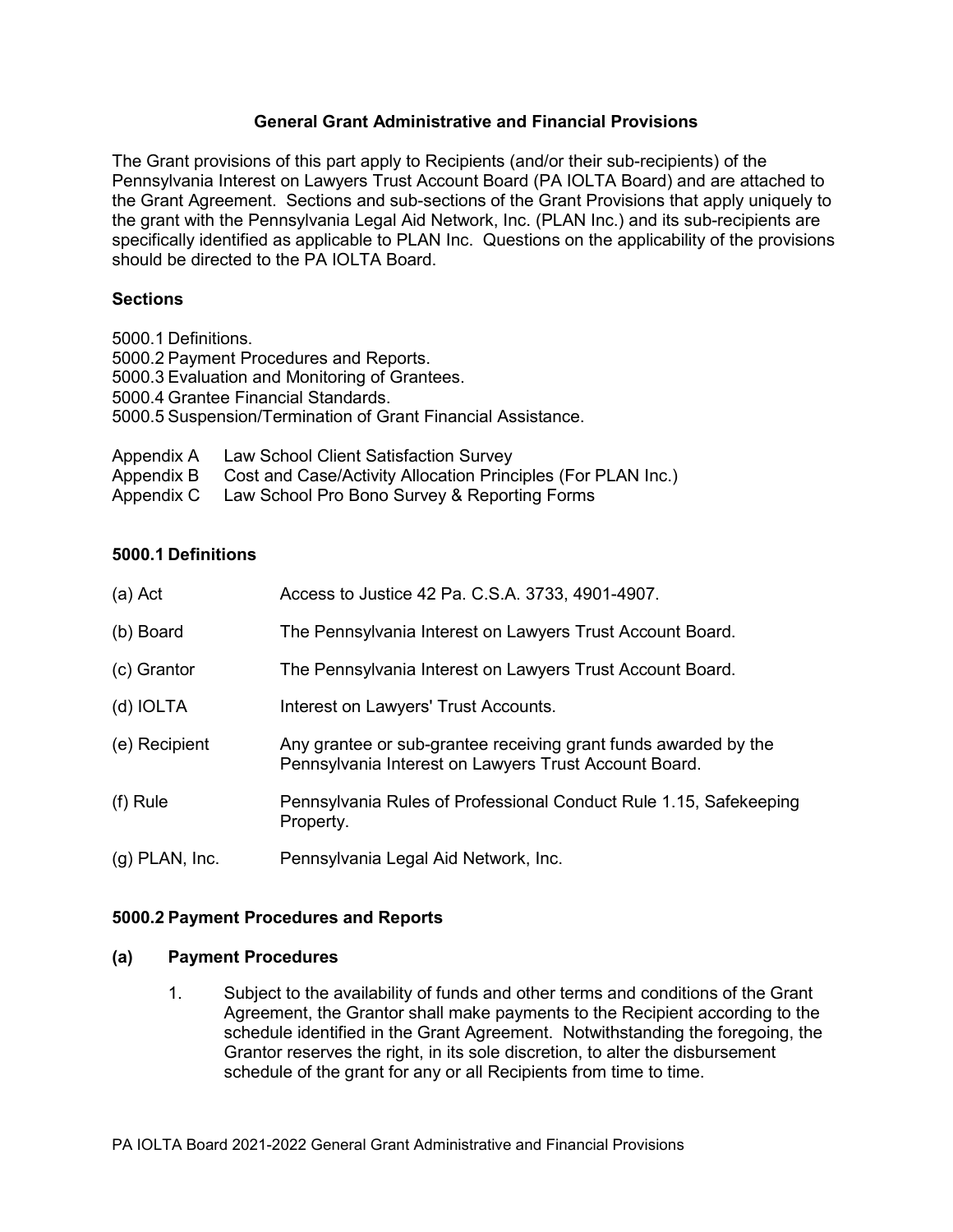# General Grant Administrative and Financial Provisions

The Grant provisions of this part apply to Recipients (and/or their sub-recipients) of the Pennsylvania Interest on Lawyers Trust Account Board (PA IOLTA Board) and are attached to the Grant Agreement. Sections and sub-sections of the Grant Provisions that apply uniquely to the grant with the Pennsylvania Legal Aid Network, Inc. (PLAN Inc.) and its sub-recipients are specifically identified as applicable to PLAN Inc. Questions on the applicability of the provisions should be directed to the PA IOLTA Board.

## Sections

5000.1 Definitions.
5000.2 Payment Procedures and Reports.
5000.3 Evaluation and Monitoring of Grantees.
5000.4 Grantee Financial Standards.
5000.5 Suspension/Termination of Grant Financial Assistance.

Appendix A Law School Client Satisfaction Survey
Appendix B Cost and Case/Activity Allocation Principles (For PLAN Inc.)
Appendix C Law School Pro Bono Survey & Reporting Forms

## 5000.1 Definitions

| | |
|---|---|
| (a) Act | Access to Justice 42 Pa. C.S.A. 3733, 4901-4907. |
| (b) Board | The Pennsylvania Interest on Lawyers Trust Account Board. |
| (c) Grantor | The Pennsylvania Interest on Lawyers Trust Account Board. |
| (d) IOLTA | Interest on Lawyers' Trust Accounts. |
| (e) Recipient | Any grantee or sub-grantee receiving grant funds awarded by the Pennsylvania Interest on Lawyers Trust Account Board. |
| (f) Rule | Pennsylvania Rules of Professional Conduct Rule 1.15, Safekeeping Property. |
| (g) PLAN, Inc. | Pennsylvania Legal Aid Network, Inc. |

## 5000.2 Payment Procedures and Reports

### (a) Payment Procedures

1. Subject to the availability of funds and other terms and conditions of the Grant Agreement, the Grantor shall make payments to the Recipient according to the schedule identified in the Grant Agreement. Notwithstanding the foregoing, the Grantor reserves the right, in its sole discretion, to alter the disbursement schedule of the grant for any or all Recipients from time to time.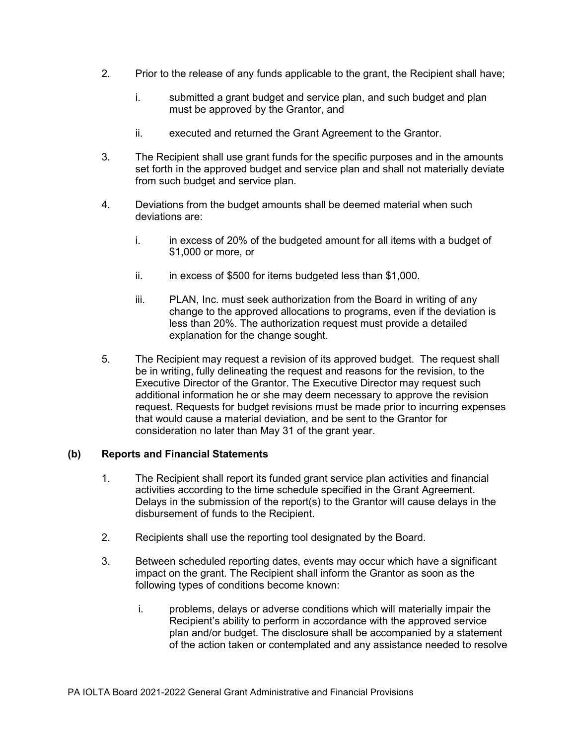2. Prior to the release of any funds applicable to the grant, the Recipient shall have;

   i. submitted a grant budget and service plan, and such budget and plan must be approved by the Grantor, and

   ii. executed and returned the Grant Agreement to the Grantor.

3. The Recipient shall use grant funds for the specific purposes and in the amounts set forth in the approved budget and service plan and shall not materially deviate from such budget and service plan.

4. Deviations from the budget amounts shall be deemed material when such deviations are:

   i. in excess of 20% of the budgeted amount for all items with a budget of $1,000 or more, or

   ii. in excess of $500 for items budgeted less than $1,000.

   iii. PLAN, Inc. must seek authorization from the Board in writing of any change to the approved allocations to programs, even if the deviation is less than 20%. The authorization request must provide a detailed explanation for the change sought.

5. The Recipient may request a revision of its approved budget. The request shall be in writing, fully delineating the request and reasons for the revision, to the Executive Director of the Grantor. The Executive Director may request such additional information he or she may deem necessary to approve the revision request. Requests for budget revisions must be made prior to incurring expenses that would cause a material deviation, and be sent to the Grantor for consideration no later than May 31 of the grant year.

## (b) Reports and Financial Statements

1. The Recipient shall report its funded grant service plan activities and financial activities according to the time schedule specified in the Grant Agreement. Delays in the submission of the report(s) to the Grantor will cause delays in the disbursement of funds to the Recipient.

2. Recipients shall use the reporting tool designated by the Board.

3. Between scheduled reporting dates, events may occur which have a significant impact on the grant. The Recipient shall inform the Grantor as soon as the following types of conditions become known:

   i. problems, delays or adverse conditions which will materially impair the Recipient's ability to perform in accordance with the approved service plan and/or budget. The disclosure shall be accompanied by a statement of the action taken or contemplated and any assistance needed to resolve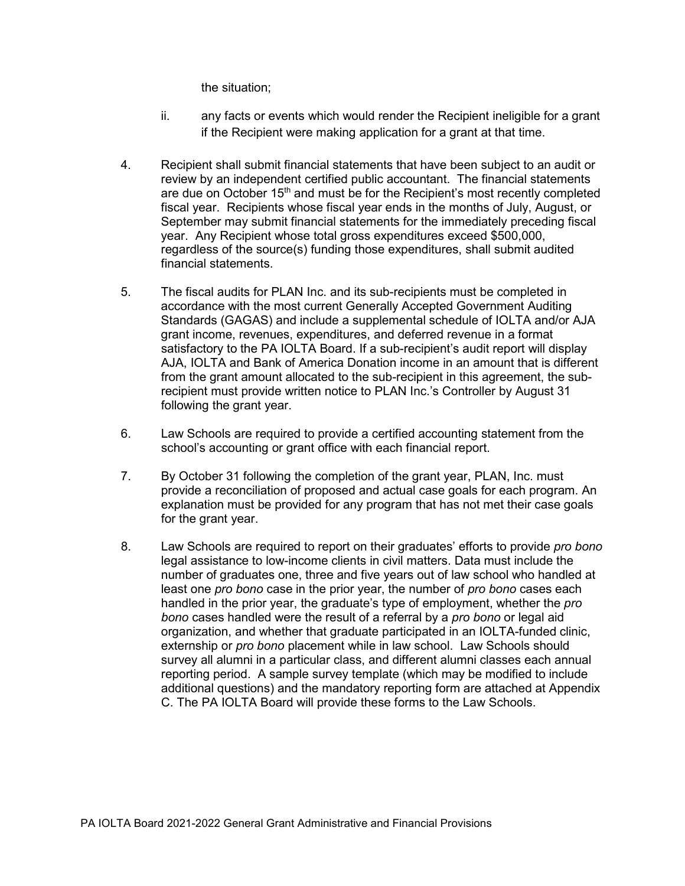the situation;

ii. any facts or events which would render the Recipient ineligible for a grant if the Recipient were making application for a grant at that time.

4. Recipient shall submit financial statements that have been subject to an audit or review by an independent certified public accountant. The financial statements are due on October 15th and must be for the Recipient's most recently completed fiscal year. Recipients whose fiscal year ends in the months of July, August, or September may submit financial statements for the immediately preceding fiscal year. Any Recipient whose total gross expenditures exceed $500,000, regardless of the source(s) funding those expenditures, shall submit audited financial statements.

5. The fiscal audits for PLAN Inc. and its sub-recipients must be completed in accordance with the most current Generally Accepted Government Auditing Standards (GAGAS) and include a supplemental schedule of IOLTA and/or AJA grant income, revenues, expenditures, and deferred revenue in a format satisfactory to the PA IOLTA Board. If a sub-recipient's audit report will display AJA, IOLTA and Bank of America Donation income in an amount that is different from the grant amount allocated to the sub-recipient in this agreement, the sub-recipient must provide written notice to PLAN Inc.'s Controller by August 31 following the grant year.

6. Law Schools are required to provide a certified accounting statement from the school's accounting or grant office with each financial report.

7. By October 31 following the completion of the grant year, PLAN, Inc. must provide a reconciliation of proposed and actual case goals for each program. An explanation must be provided for any program that has not met their case goals for the grant year.

8. Law Schools are required to report on their graduates' efforts to provide *pro bono* legal assistance to low-income clients in civil matters. Data must include the number of graduates one, three and five years out of law school who handled at least one *pro bono* case in the prior year, the number of *pro bono* cases each handled in the prior year, the graduate's type of employment, whether the *pro bono* cases handled were the result of a referral by a *pro bono* or legal aid organization, and whether that graduate participated in an IOLTA-funded clinic, externship or *pro bono* placement while in law school. Law Schools should survey all alumni in a particular class, and different alumni classes each annual reporting period. A sample survey template (which may be modified to include additional questions) and the mandatory reporting form are attached at Appendix C. The PA IOLTA Board will provide these forms to the Law Schools.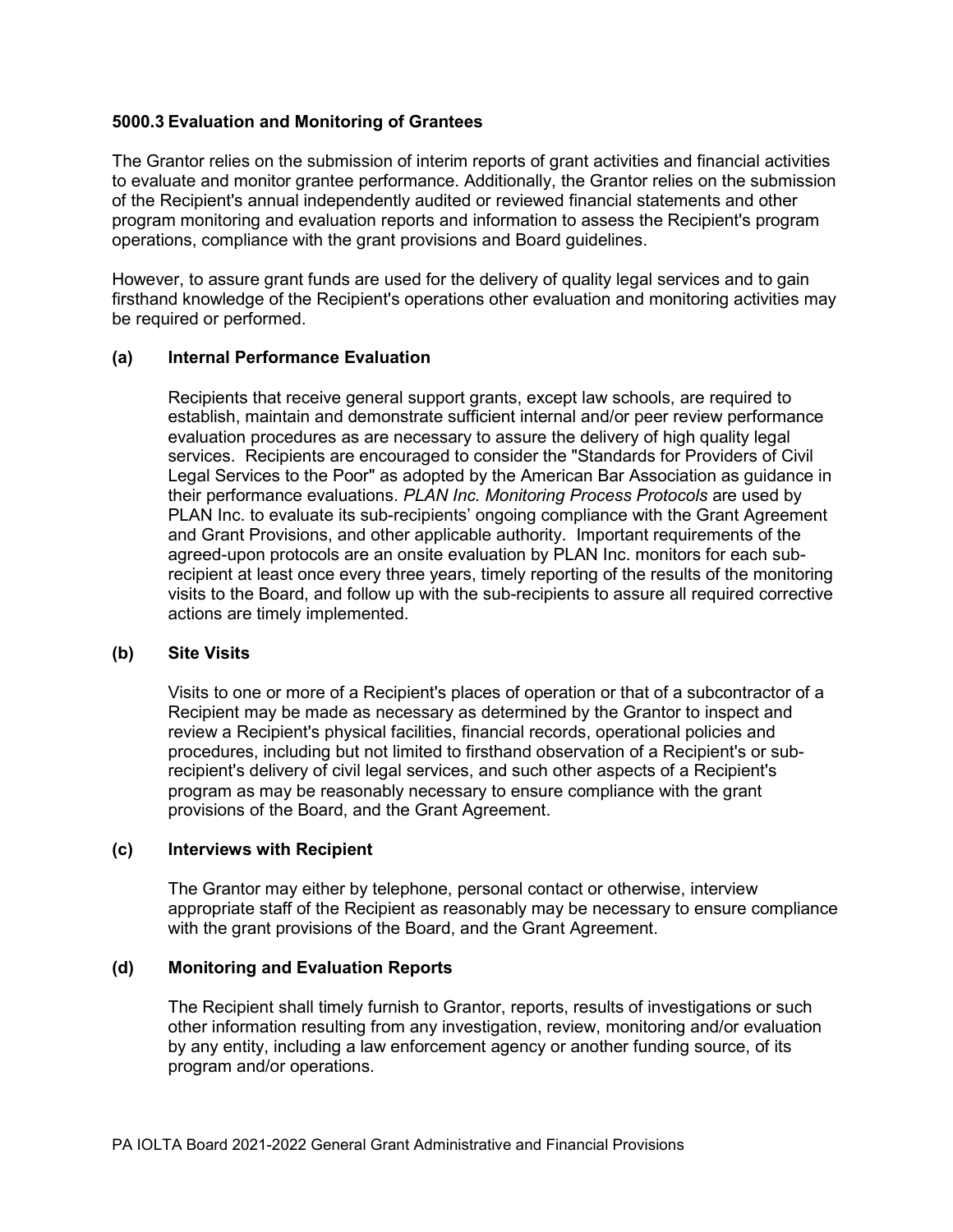### 5000.3 Evaluation and Monitoring of Grantees

The Grantor relies on the submission of interim reports of grant activities and financial activities to evaluate and monitor grantee performance. Additionally, the Grantor relies on the submission of the Recipient's annual independently audited or reviewed financial statements and other program monitoring and evaluation reports and information to assess the Recipient's program operations, compliance with the grant provisions and Board guidelines.

However, to assure grant funds are used for the delivery of quality legal services and to gain firsthand knowledge of the Recipient's operations other evaluation and monitoring activities may be required or performed.

**(a) Internal Performance Evaluation**

Recipients that receive general support grants, except law schools, are required to establish, maintain and demonstrate sufficient internal and/or peer review performance evaluation procedures as are necessary to assure the delivery of high quality legal services. Recipients are encouraged to consider the "Standards for Providers of Civil Legal Services to the Poor" as adopted by the American Bar Association as guidance in their performance evaluations. *PLAN Inc. Monitoring Process Protocols* are used by PLAN Inc. to evaluate its sub-recipients' ongoing compliance with the Grant Agreement and Grant Provisions, and other applicable authority. Important requirements of the agreed-upon protocols are an onsite evaluation by PLAN Inc. monitors for each sub-recipient at least once every three years, timely reporting of the results of the monitoring visits to the Board, and follow up with the sub-recipients to assure all required corrective actions are timely implemented.

**(b) Site Visits**

Visits to one or more of a Recipient's places of operation or that of a subcontractor of a Recipient may be made as necessary as determined by the Grantor to inspect and review a Recipient's physical facilities, financial records, operational policies and procedures, including but not limited to firsthand observation of a Recipient's or sub-recipient's delivery of civil legal services, and such other aspects of a Recipient's program as may be reasonably necessary to ensure compliance with the grant provisions of the Board, and the Grant Agreement.

**(c) Interviews with Recipient**

The Grantor may either by telephone, personal contact or otherwise, interview appropriate staff of the Recipient as reasonably may be necessary to ensure compliance with the grant provisions of the Board, and the Grant Agreement.

**(d) Monitoring and Evaluation Reports**

The Recipient shall timely furnish to Grantor, reports, results of investigations or such other information resulting from any investigation, review, monitoring and/or evaluation by any entity, including a law enforcement agency or another funding source, of its program and/or operations.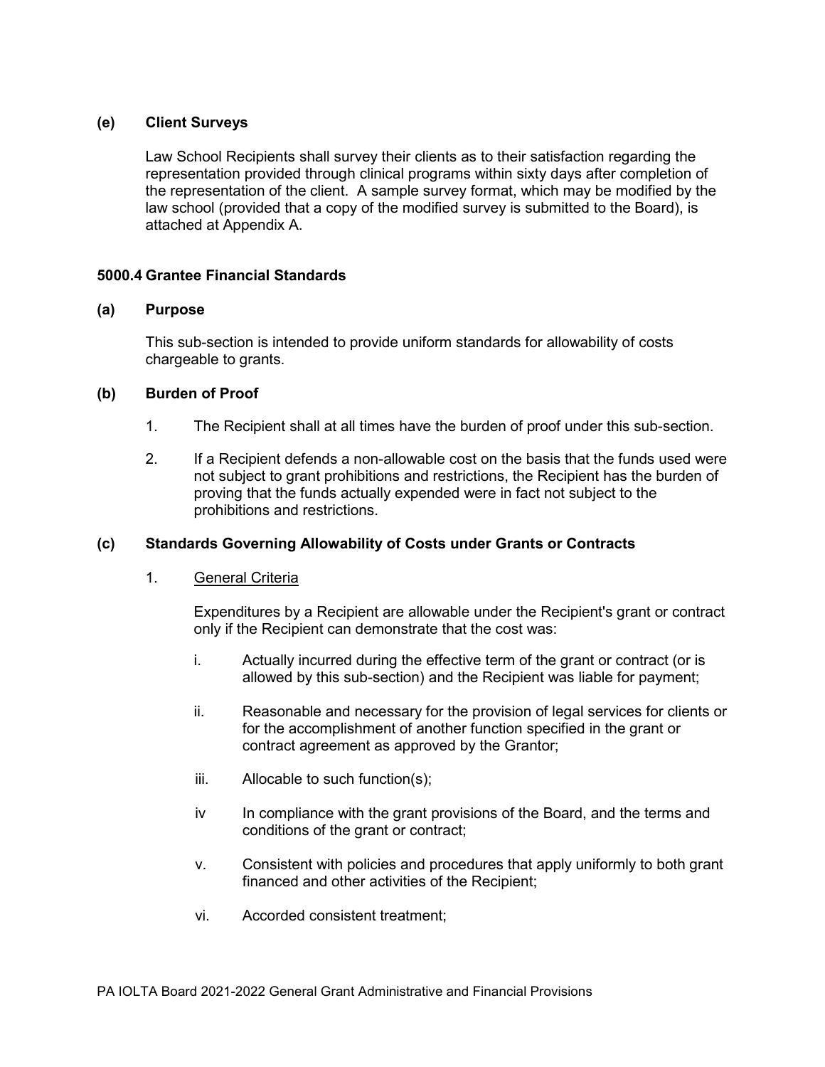**(e) Client Surveys**

Law School Recipients shall survey their clients as to their satisfaction regarding the representation provided through clinical programs within sixty days after completion of the representation of the client. A sample survey format, which may be modified by the law school (provided that a copy of the modified survey is submitted to the Board), is attached at Appendix A.

## 5000.4 Grantee Financial Standards

**(a) Purpose**

This sub-section is intended to provide uniform standards for allowability of costs chargeable to grants.

**(b) Burden of Proof**

1. The Recipient shall at all times have the burden of proof under this sub-section.

2. If a Recipient defends a non-allowable cost on the basis that the funds used were not subject to grant prohibitions and restrictions, the Recipient has the burden of proving that the funds actually expended were in fact not subject to the prohibitions and restrictions.

**(c) Standards Governing Allowability of Costs under Grants or Contracts**

1. General Criteria

   Expenditures by a Recipient are allowable under the Recipient's grant or contract only if the Recipient can demonstrate that the cost was:

   i. Actually incurred during the effective term of the grant or contract (or is allowed by this sub-section) and the Recipient was liable for payment;

   ii. Reasonable and necessary for the provision of legal services for clients or for the accomplishment of another function specified in the grant or contract agreement as approved by the Grantor;

   iii. Allocable to such function(s);

   iv In compliance with the grant provisions of the Board, and the terms and conditions of the grant or contract;

   v. Consistent with policies and procedures that apply uniformly to both grant financed and other activities of the Recipient;

   vi. Accorded consistent treatment;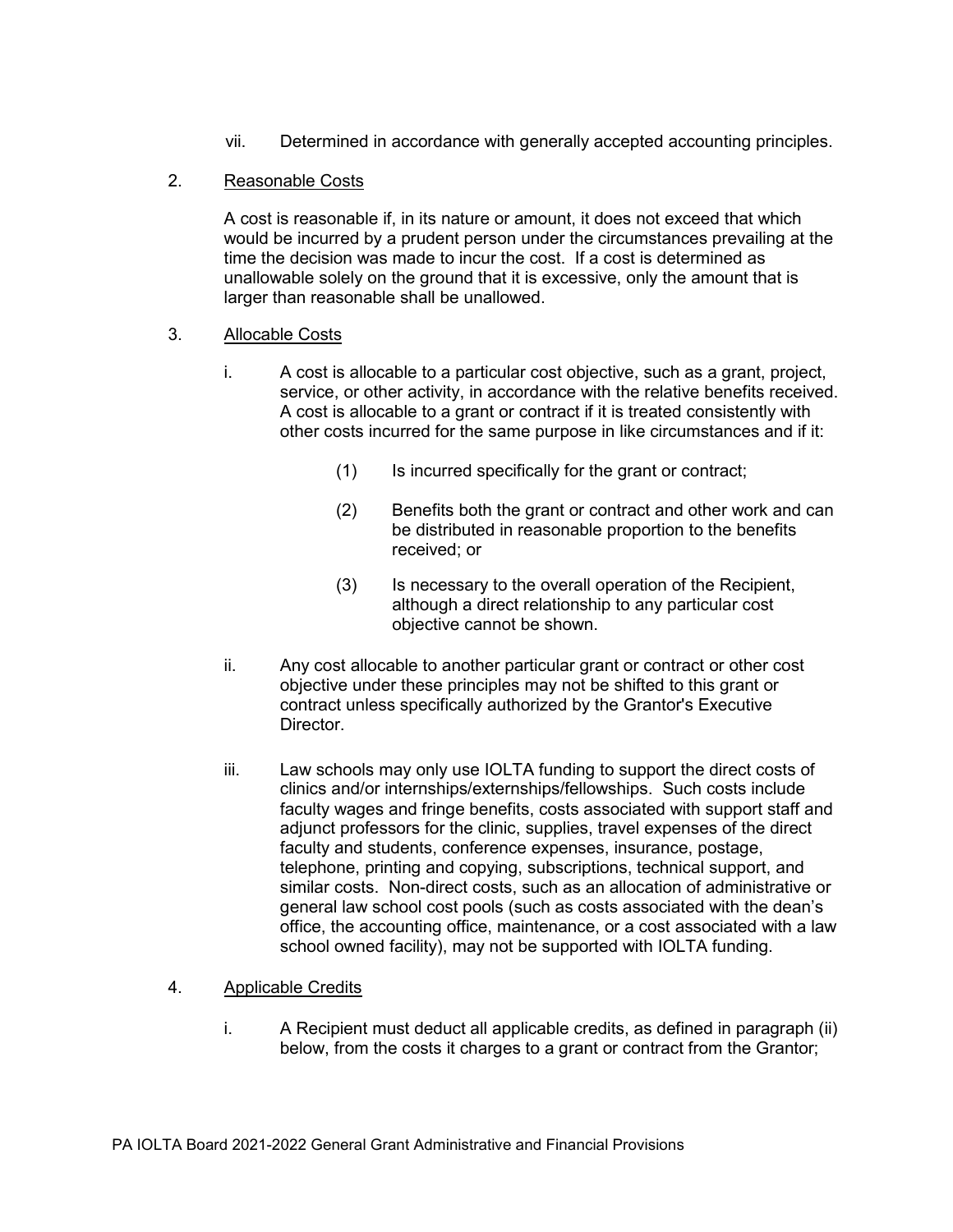vii. Determined in accordance with generally accepted accounting principles.

2. Reasonable Costs

A cost is reasonable if, in its nature or amount, it does not exceed that which would be incurred by a prudent person under the circumstances prevailing at the time the decision was made to incur the cost. If a cost is determined as unallowable solely on the ground that it is excessive, only the amount that is larger than reasonable shall be unallowed.

3. Allocable Costs

i. A cost is allocable to a particular cost objective, such as a grant, project, service, or other activity, in accordance with the relative benefits received. A cost is allocable to a grant or contract if it is treated consistently with other costs incurred for the same purpose in like circumstances and if it:

(1) Is incurred specifically for the grant or contract;

(2) Benefits both the grant or contract and other work and can be distributed in reasonable proportion to the benefits received; or

(3) Is necessary to the overall operation of the Recipient, although a direct relationship to any particular cost objective cannot be shown.

ii. Any cost allocable to another particular grant or contract or other cost objective under these principles may not be shifted to this grant or contract unless specifically authorized by the Grantor's Executive Director.

iii. Law schools may only use IOLTA funding to support the direct costs of clinics and/or internships/externships/fellowships. Such costs include faculty wages and fringe benefits, costs associated with support staff and adjunct professors for the clinic, supplies, travel expenses of the direct faculty and students, conference expenses, insurance, postage, telephone, printing and copying, subscriptions, technical support, and similar costs. Non-direct costs, such as an allocation of administrative or general law school cost pools (such as costs associated with the dean's office, the accounting office, maintenance, or a cost associated with a law school owned facility), may not be supported with IOLTA funding.

4. Applicable Credits

i. A Recipient must deduct all applicable credits, as defined in paragraph (ii) below, from the costs it charges to a grant or contract from the Grantor;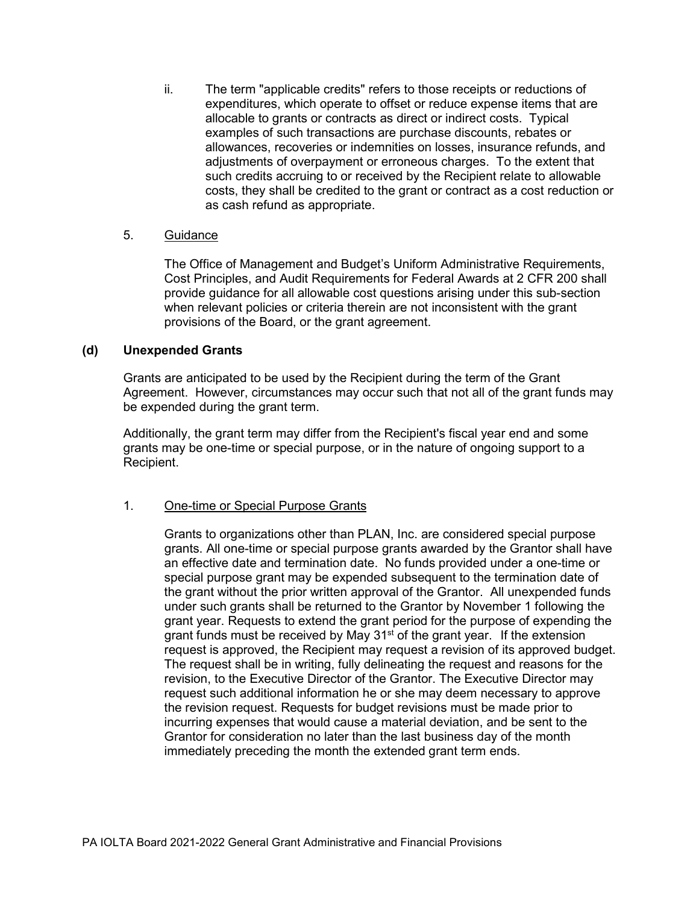ii. The term "applicable credits" refers to those receipts or reductions of expenditures, which operate to offset or reduce expense items that are allocable to grants or contracts as direct or indirect costs. Typical examples of such transactions are purchase discounts, rebates or allowances, recoveries or indemnities on losses, insurance refunds, and adjustments of overpayment or erroneous charges. To the extent that such credits accruing to or received by the Recipient relate to allowable costs, they shall be credited to the grant or contract as a cost reduction or as cash refund as appropriate.

5. Guidance

The Office of Management and Budget's Uniform Administrative Requirements, Cost Principles, and Audit Requirements for Federal Awards at 2 CFR 200 shall provide guidance for all allowable cost questions arising under this sub-section when relevant policies or criteria therein are not inconsistent with the grant provisions of the Board, or the grant agreement.

**(d) Unexpended Grants**

Grants are anticipated to be used by the Recipient during the term of the Grant Agreement. However, circumstances may occur such that not all of the grant funds may be expended during the grant term.

Additionally, the grant term may differ from the Recipient's fiscal year end and some grants may be one-time or special purpose, or in the nature of ongoing support to a Recipient.

1. One-time or Special Purpose Grants

Grants to organizations other than PLAN, Inc. are considered special purpose grants. All one-time or special purpose grants awarded by the Grantor shall have an effective date and termination date. No funds provided under a one-time or special purpose grant may be expended subsequent to the termination date of the grant without the prior written approval of the Grantor. All unexpended funds under such grants shall be returned to the Grantor by November 1 following the grant year. Requests to extend the grant period for the purpose of expending the grant funds must be received by May 31st of the grant year. If the extension request is approved, the Recipient may request a revision of its approved budget. The request shall be in writing, fully delineating the request and reasons for the revision, to the Executive Director of the Grantor. The Executive Director may request such additional information he or she may deem necessary to approve the revision request. Requests for budget revisions must be made prior to incurring expenses that would cause a material deviation, and be sent to the Grantor for consideration no later than the last business day of the month immediately preceding the month the extended grant term ends.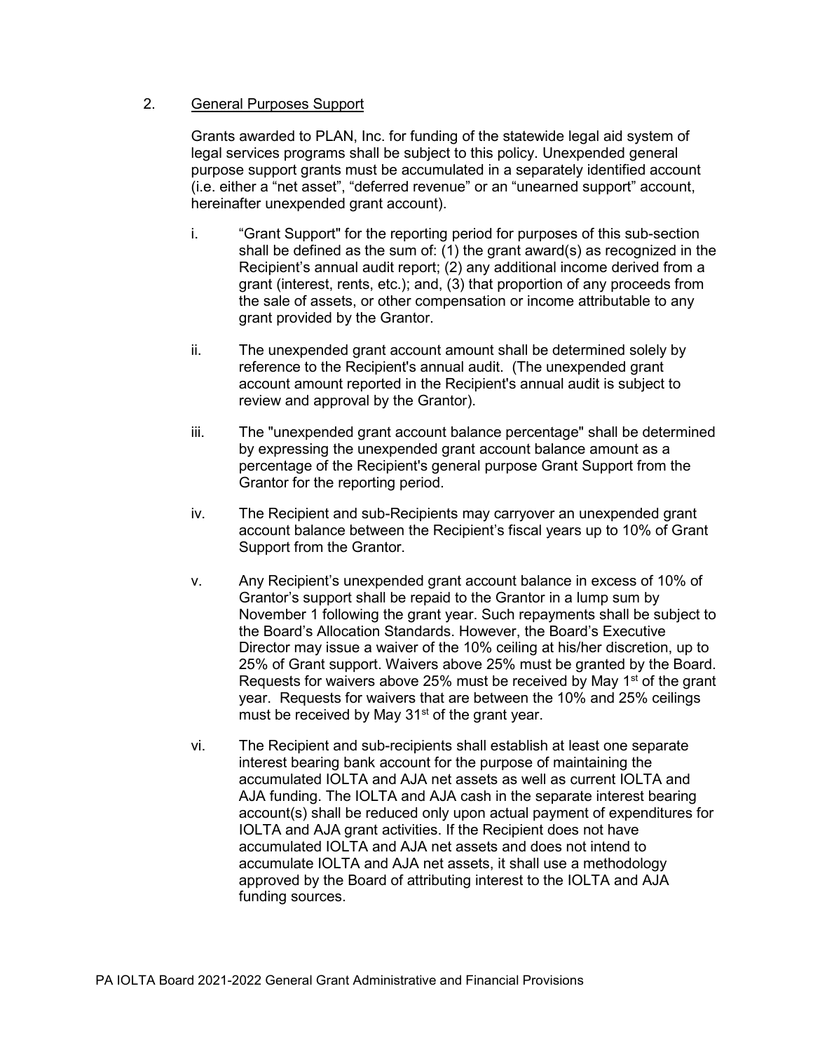2. <u>General Purposes Support</u>

Grants awarded to PLAN, Inc. for funding of the statewide legal aid system of legal services programs shall be subject to this policy. Unexpended general purpose support grants must be accumulated in a separately identified account (i.e. either a "net asset", "deferred revenue" or an "unearned support" account, hereinafter unexpended grant account).

i. "Grant Support" for the reporting period for purposes of this sub-section shall be defined as the sum of: (1) the grant award(s) as recognized in the Recipient's annual audit report; (2) any additional income derived from a grant (interest, rents, etc.); and, (3) that proportion of any proceeds from the sale of assets, or other compensation or income attributable to any grant provided by the Grantor.

ii. The unexpended grant account amount shall be determined solely by reference to the Recipient's annual audit. (The unexpended grant account amount reported in the Recipient's annual audit is subject to review and approval by the Grantor).

iii. The "unexpended grant account balance percentage" shall be determined by expressing the unexpended grant account balance amount as a percentage of the Recipient's general purpose Grant Support from the Grantor for the reporting period.

iv. The Recipient and sub-Recipients may carryover an unexpended grant account balance between the Recipient's fiscal years up to 10% of Grant Support from the Grantor.

v. Any Recipient's unexpended grant account balance in excess of 10% of Grantor's support shall be repaid to the Grantor in a lump sum by November 1 following the grant year. Such repayments shall be subject to the Board's Allocation Standards. However, the Board's Executive Director may issue a waiver of the 10% ceiling at his/her discretion, up to 25% of Grant support. Waivers above 25% must be granted by the Board. Requests for waivers above 25% must be received by May 1st of the grant year. Requests for waivers that are between the 10% and 25% ceilings must be received by May 31st of the grant year.

vi. The Recipient and sub-recipients shall establish at least one separate interest bearing bank account for the purpose of maintaining the accumulated IOLTA and AJA net assets as well as current IOLTA and AJA funding. The IOLTA and AJA cash in the separate interest bearing account(s) shall be reduced only upon actual payment of expenditures for IOLTA and AJA grant activities. If the Recipient does not have accumulated IOLTA and AJA net assets and does not intend to accumulate IOLTA and AJA net assets, it shall use a methodology approved by the Board of attributing interest to the IOLTA and AJA funding sources.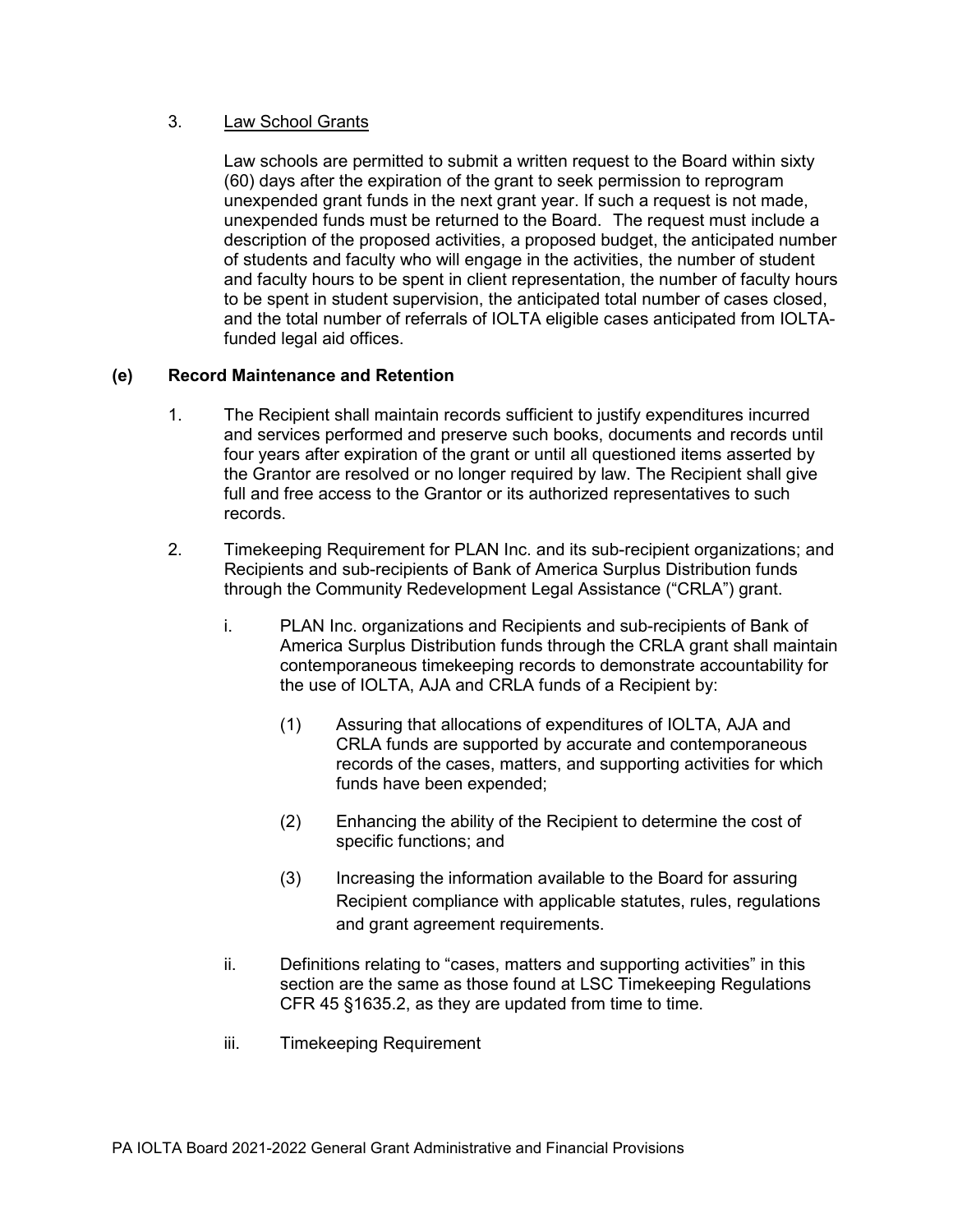3. Law School Grants

   Law schools are permitted to submit a written request to the Board within sixty (60) days after the expiration of the grant to seek permission to reprogram unexpended grant funds in the next grant year. If such a request is not made, unexpended funds must be returned to the Board. The request must include a description of the proposed activities, a proposed budget, the anticipated number of students and faculty who will engage in the activities, the number of student and faculty hours to be spent in client representation, the number of faculty hours to be spent in student supervision, the anticipated total number of cases closed, and the total number of referrals of IOLTA eligible cases anticipated from IOLTA-funded legal aid offices.

**(e) Record Maintenance and Retention**

1. The Recipient shall maintain records sufficient to justify expenditures incurred and services performed and preserve such books, documents and records until four years after expiration of the grant or until all questioned items asserted by the Grantor are resolved or no longer required by law. The Recipient shall give full and free access to the Grantor or its authorized representatives to such records.

2. Timekeeping Requirement for PLAN Inc. and its sub-recipient organizations; and Recipients and sub-recipients of Bank of America Surplus Distribution funds through the Community Redevelopment Legal Assistance ("CRLA") grant.

   i. PLAN Inc. organizations and Recipients and sub-recipients of Bank of America Surplus Distribution funds through the CRLA grant shall maintain contemporaneous timekeeping records to demonstrate accountability for the use of IOLTA, AJA and CRLA funds of a Recipient by:

      (1) Assuring that allocations of expenditures of IOLTA, AJA and CRLA funds are supported by accurate and contemporaneous records of the cases, matters, and supporting activities for which funds have been expended;

      (2) Enhancing the ability of the Recipient to determine the cost of specific functions; and

      (3) Increasing the information available to the Board for assuring Recipient compliance with applicable statutes, rules, regulations and grant agreement requirements.

   ii. Definitions relating to "cases, matters and supporting activities" in this section are the same as those found at LSC Timekeeping Regulations CFR 45 §1635.2, as they are updated from time to time.

   iii. Timekeeping Requirement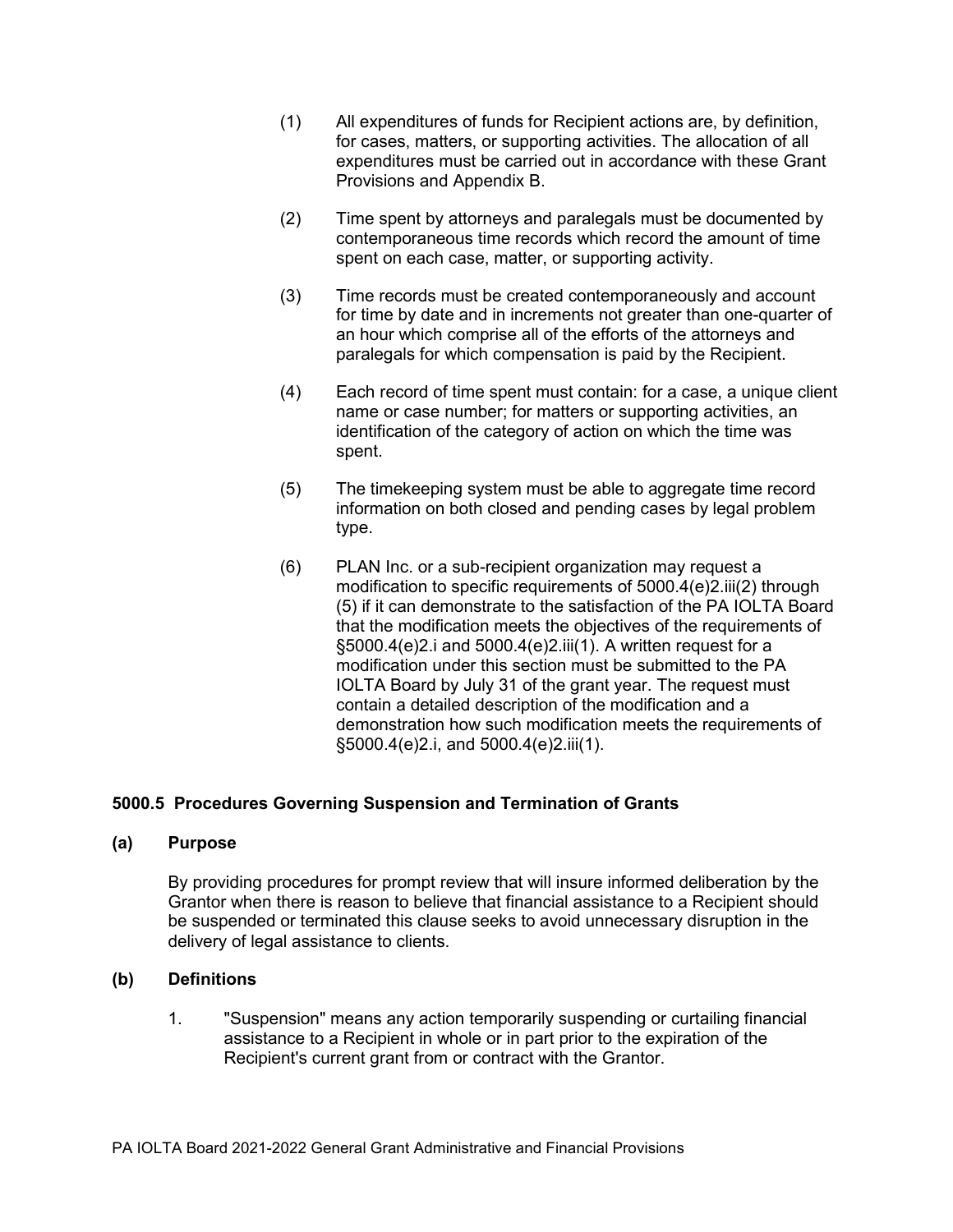(1) All expenditures of funds for Recipient actions are, by definition, for cases, matters, or supporting activities. The allocation of all expenditures must be carried out in accordance with these Grant Provisions and Appendix B.

(2) Time spent by attorneys and paralegals must be documented by contemporaneous time records which record the amount of time spent on each case, matter, or supporting activity.

(3) Time records must be created contemporaneously and account for time by date and in increments not greater than one-quarter of an hour which comprise all of the efforts of the attorneys and paralegals for which compensation is paid by the Recipient.

(4) Each record of time spent must contain: for a case, a unique client name or case number; for matters or supporting activities, an identification of the category of action on which the time was spent.

(5) The timekeeping system must be able to aggregate time record information on both closed and pending cases by legal problem type.

(6) PLAN Inc. or a sub-recipient organization may request a modification to specific requirements of 5000.4(e)2.iii(2) through (5) if it can demonstrate to the satisfaction of the PA IOLTA Board that the modification meets the objectives of the requirements of §5000.4(e)2.i and 5000.4(e)2.iii(1). A written request for a modification under this section must be submitted to the PA IOLTA Board by July 31 of the grant year. The request must contain a detailed description of the modification and a demonstration how such modification meets the requirements of §5000.4(e)2.i, and 5000.4(e)2.iii(1).

## 5000.5 Procedures Governing Suspension and Termination of Grants

### (a) Purpose

By providing procedures for prompt review that will insure informed deliberation by the Grantor when there is reason to believe that financial assistance to a Recipient should be suspended or terminated this clause seeks to avoid unnecessary disruption in the delivery of legal assistance to clients.

### (b) Definitions

1. "Suspension" means any action temporarily suspending or curtailing financial assistance to a Recipient in whole or in part prior to the expiration of the Recipient's current grant from or contract with the Grantor.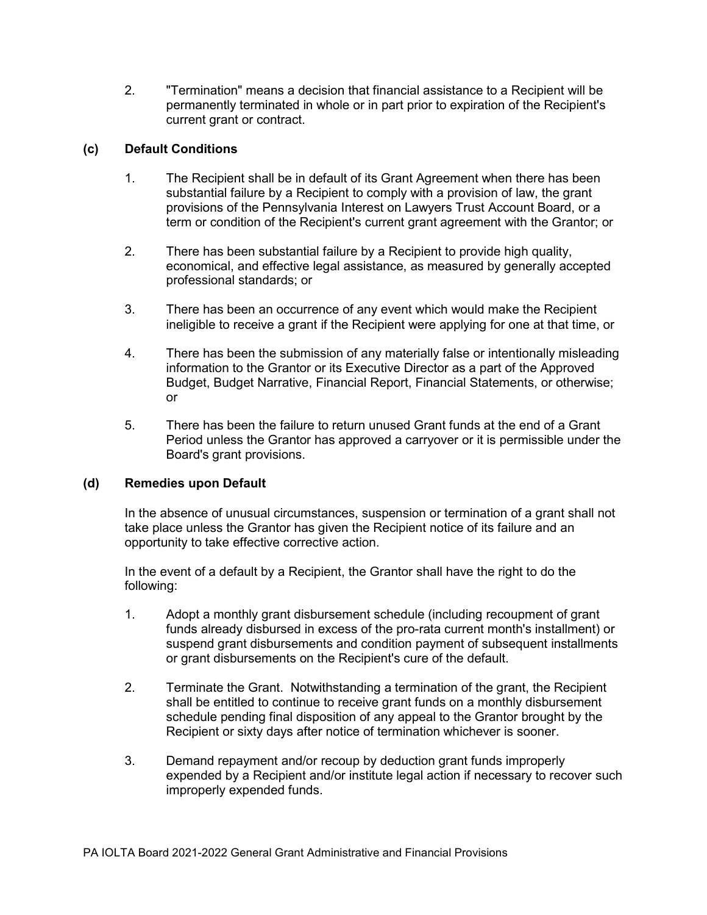2. "Termination" means a decision that financial assistance to a Recipient will be permanently terminated in whole or in part prior to expiration of the Recipient's current grant or contract.

### (c) Default Conditions

1. The Recipient shall be in default of its Grant Agreement when there has been substantial failure by a Recipient to comply with a provision of law, the grant provisions of the Pennsylvania Interest on Lawyers Trust Account Board, or a term or condition of the Recipient's current grant agreement with the Grantor; or

2. There has been substantial failure by a Recipient to provide high quality, economical, and effective legal assistance, as measured by generally accepted professional standards; or

3. There has been an occurrence of any event which would make the Recipient ineligible to receive a grant if the Recipient were applying for one at that time, or

4. There has been the submission of any materially false or intentionally misleading information to the Grantor or its Executive Director as a part of the Approved Budget, Budget Narrative, Financial Report, Financial Statements, or otherwise; or

5. There has been the failure to return unused Grant funds at the end of a Grant Period unless the Grantor has approved a carryover or it is permissible under the Board's grant provisions.

### (d) Remedies upon Default

In the absence of unusual circumstances, suspension or termination of a grant shall not take place unless the Grantor has given the Recipient notice of its failure and an opportunity to take effective corrective action.

In the event of a default by a Recipient, the Grantor shall have the right to do the following:

1. Adopt a monthly grant disbursement schedule (including recoupment of grant funds already disbursed in excess of the pro-rata current month's installment) or suspend grant disbursements and condition payment of subsequent installments or grant disbursements on the Recipient's cure of the default.

2. Terminate the Grant. Notwithstanding a termination of the grant, the Recipient shall be entitled to continue to receive grant funds on a monthly disbursement schedule pending final disposition of any appeal to the Grantor brought by the Recipient or sixty days after notice of termination whichever is sooner.

3. Demand repayment and/or recoup by deduction grant funds improperly expended by a Recipient and/or institute legal action if necessary to recover such improperly expended funds.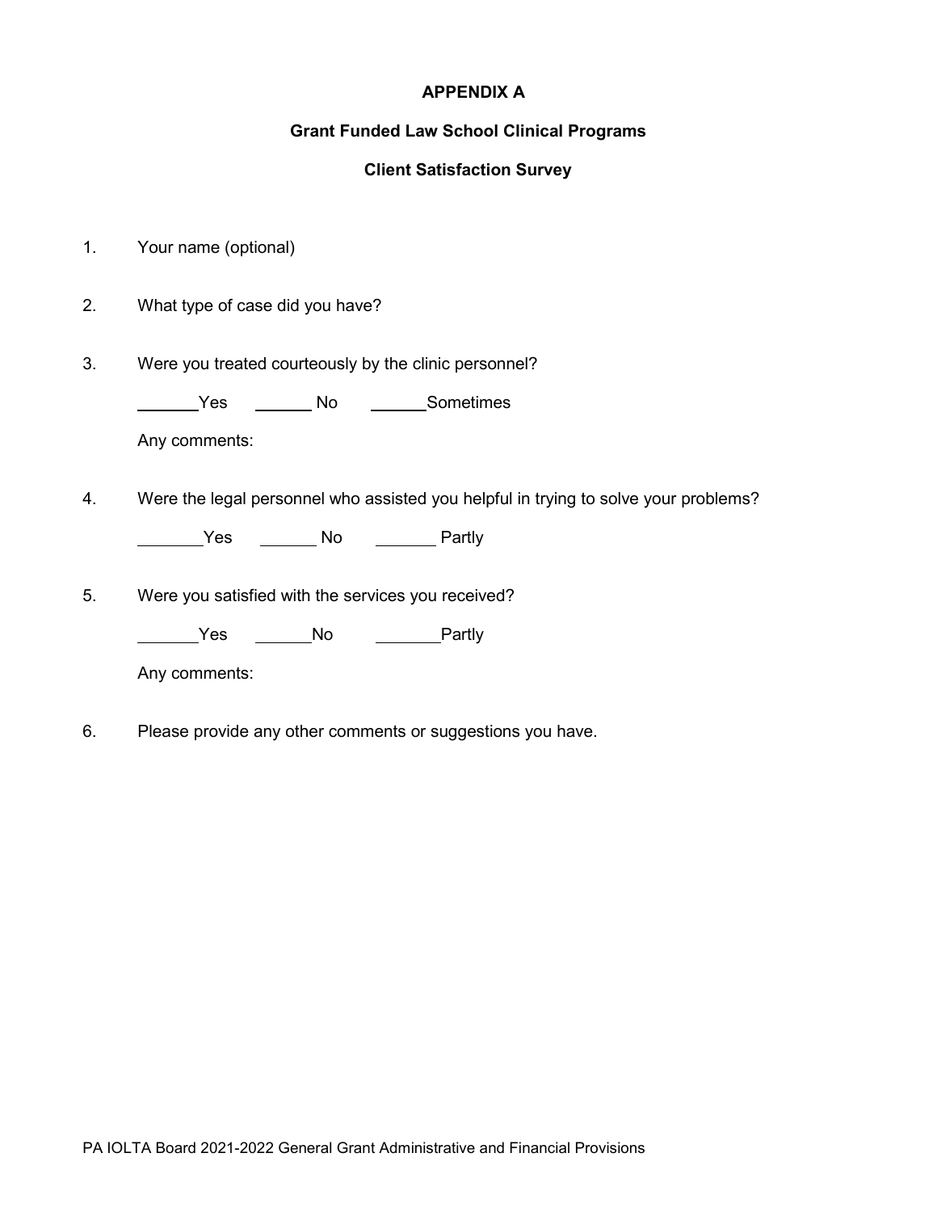# APPENDIX A

## Grant Funded Law School Clinical Programs

## Client Satisfaction Survey

1. Your name (optional)

2. What type of case did you have?

3. Were you treated courteously by the clinic personnel?

   _______Yes  _______ No  _______Sometimes

   Any comments:

4. Were the legal personnel who assisted you helpful in trying to solve your problems?

   _______Yes  _______ No  _______ Partly

5. Were you satisfied with the services you received?

   _______Yes  _______No  _______Partly

   Any comments:

6. Please provide any other comments or suggestions you have.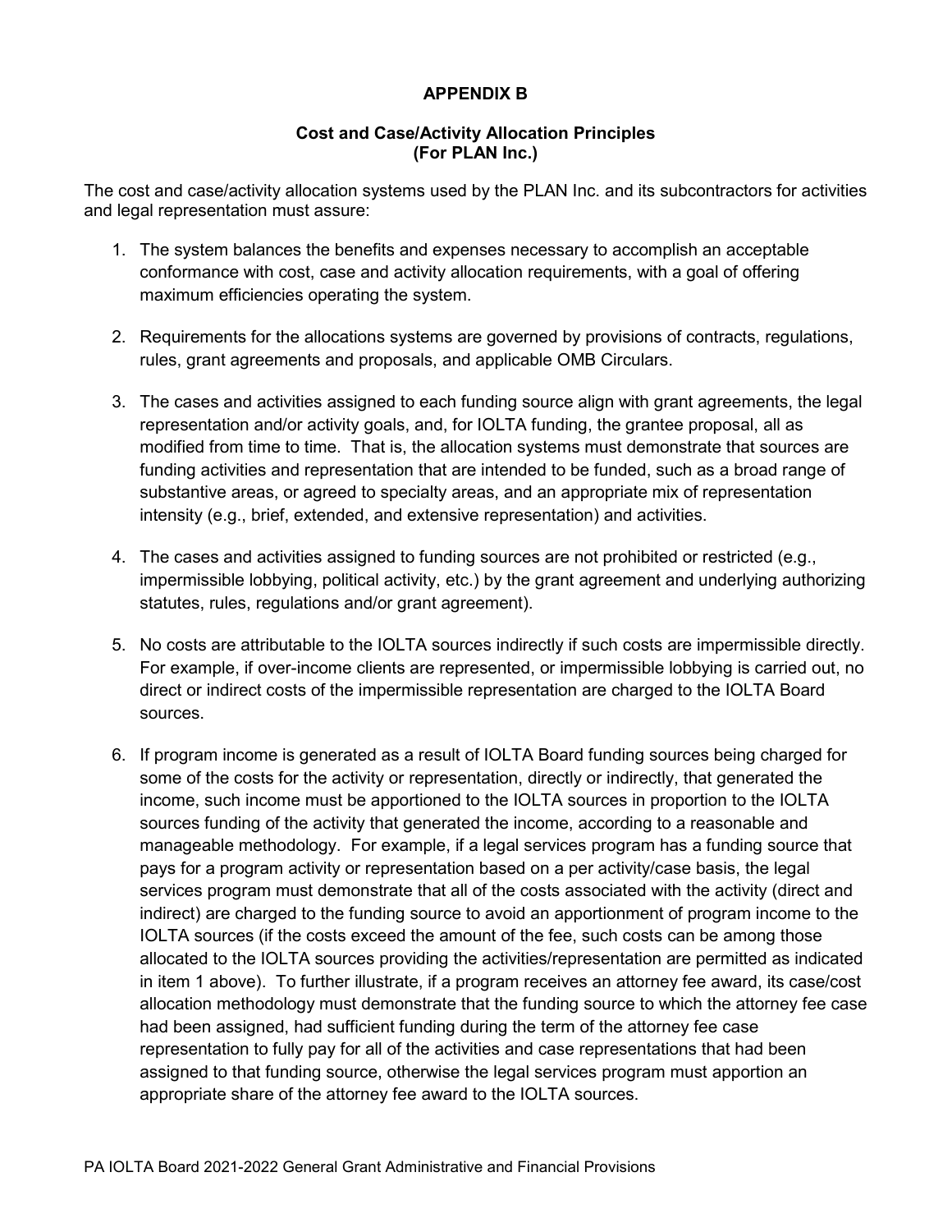## APPENDIX B

### Cost and Case/Activity Allocation Principles (For PLAN Inc.)

The cost and case/activity allocation systems used by the PLAN Inc. and its subcontractors for activities and legal representation must assure:

1. The system balances the benefits and expenses necessary to accomplish an acceptable conformance with cost, case and activity allocation requirements, with a goal of offering maximum efficiencies operating the system.

2. Requirements for the allocations systems are governed by provisions of contracts, regulations, rules, grant agreements and proposals, and applicable OMB Circulars.

3. The cases and activities assigned to each funding source align with grant agreements, the legal representation and/or activity goals, and, for IOLTA funding, the grantee proposal, all as modified from time to time. That is, the allocation systems must demonstrate that sources are funding activities and representation that are intended to be funded, such as a broad range of substantive areas, or agreed to specialty areas, and an appropriate mix of representation intensity (e.g., brief, extended, and extensive representation) and activities.

4. The cases and activities assigned to funding sources are not prohibited or restricted (e.g., impermissible lobbying, political activity, etc.) by the grant agreement and underlying authorizing statutes, rules, regulations and/or grant agreement).

5. No costs are attributable to the IOLTA sources indirectly if such costs are impermissible directly. For example, if over-income clients are represented, or impermissible lobbying is carried out, no direct or indirect costs of the impermissible representation are charged to the IOLTA Board sources.

6. If program income is generated as a result of IOLTA Board funding sources being charged for some of the costs for the activity or representation, directly or indirectly, that generated the income, such income must be apportioned to the IOLTA sources in proportion to the IOLTA sources funding of the activity that generated the income, according to a reasonable and manageable methodology. For example, if a legal services program has a funding source that pays for a program activity or representation based on a per activity/case basis, the legal services program must demonstrate that all of the costs associated with the activity (direct and indirect) are charged to the funding source to avoid an apportionment of program income to the IOLTA sources (if the costs exceed the amount of the fee, such costs can be among those allocated to the IOLTA sources providing the activities/representation are permitted as indicated in item 1 above). To further illustrate, if a program receives an attorney fee award, its case/cost allocation methodology must demonstrate that the funding source to which the attorney fee case had been assigned, had sufficient funding during the term of the attorney fee case representation to fully pay for all of the activities and case representations that had been assigned to that funding source, otherwise the legal services program must apportion an appropriate share of the attorney fee award to the IOLTA sources.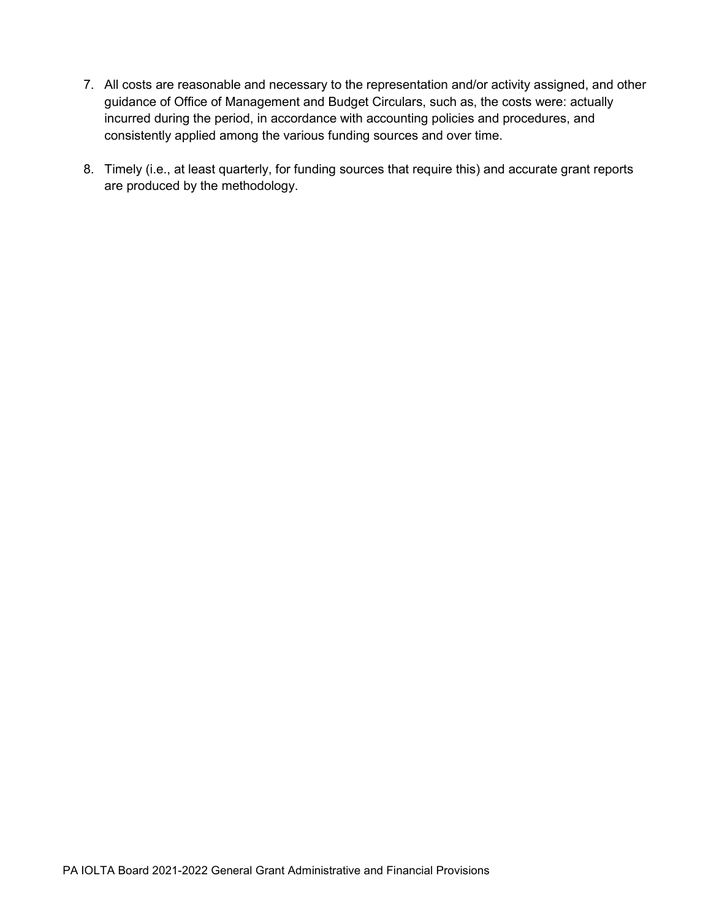7. All costs are reasonable and necessary to the representation and/or activity assigned, and other guidance of Office of Management and Budget Circulars, such as, the costs were: actually incurred during the period, in accordance with accounting policies and procedures, and consistently applied among the various funding sources and over time.

8. Timely (i.e., at least quarterly, for funding sources that require this) and accurate grant reports are produced by the methodology.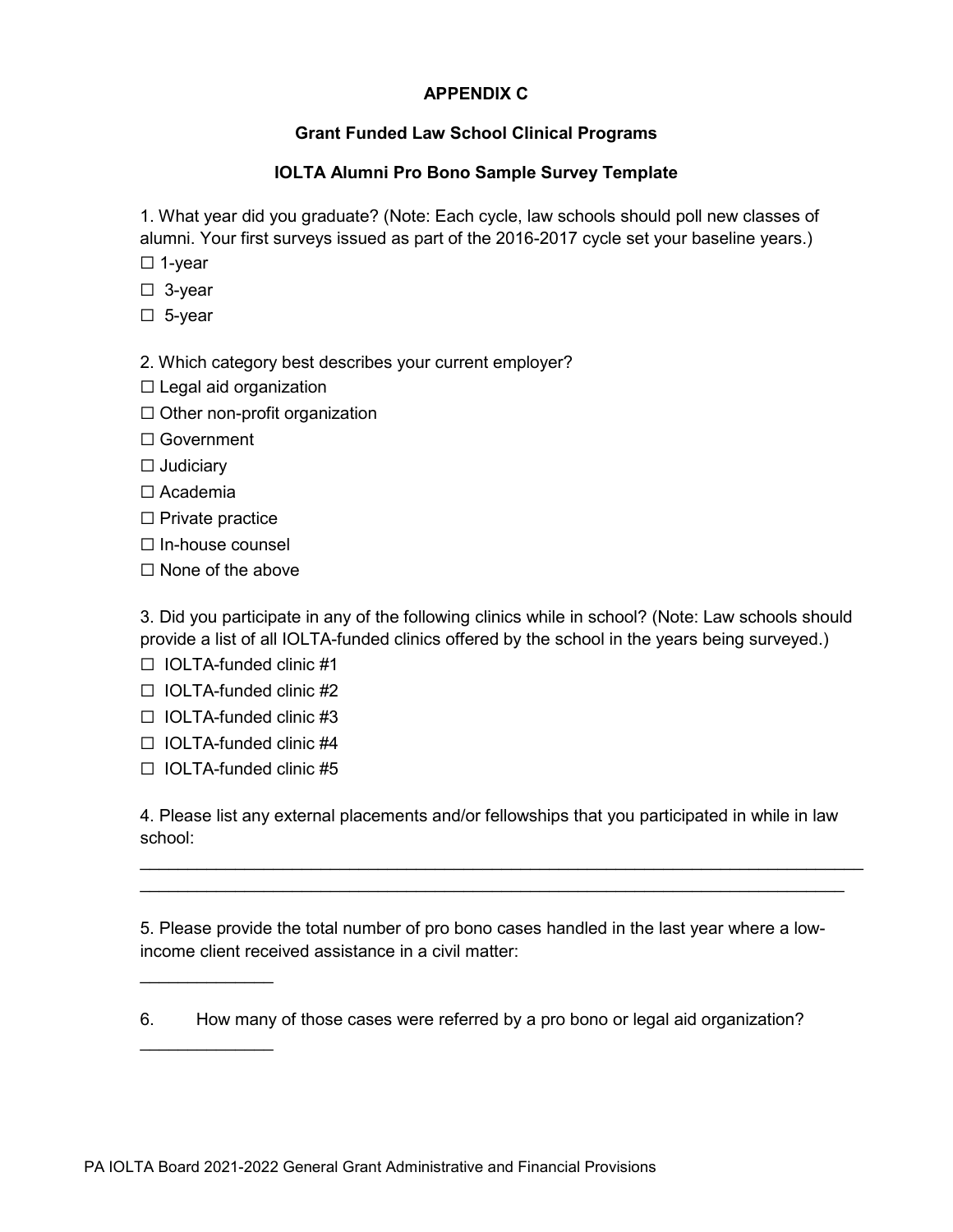# APPENDIX C

## Grant Funded Law School Clinical Programs

## IOLTA Alumni Pro Bono Sample Survey Template

1. What year did you graduate? (Note: Each cycle, law schools should poll new classes of alumni. Your first surveys issued as part of the 2016-2017 cycle set your baseline years.)

☐ 1-year

☐ 3-year

☐ 5-year

2. Which category best describes your current employer?

☐ Legal aid organization

☐ Other non-profit organization

☐ Government

☐ Judiciary

☐ Academia

☐ Private practice

☐ In-house counsel

☐ None of the above

3. Did you participate in any of the following clinics while in school? (Note: Law schools should provide a list of all IOLTA-funded clinics offered by the school in the years being surveyed.)

☐ IOLTA-funded clinic #1

☐ IOLTA-funded clinic #2

☐ IOLTA-funded clinic #3

☐ IOLTA-funded clinic #4

☐ IOLTA-funded clinic #5

4. Please list any external placements and/or fellowships that you participated in while in law school:

______________________________________________________________________________

______________________________________________________________________________

5. Please provide the total number of pro bono cases handled in the last year where a low-income client received assistance in a civil matter:

______________

6. How many of those cases were referred by a pro bono or legal aid organization?

______________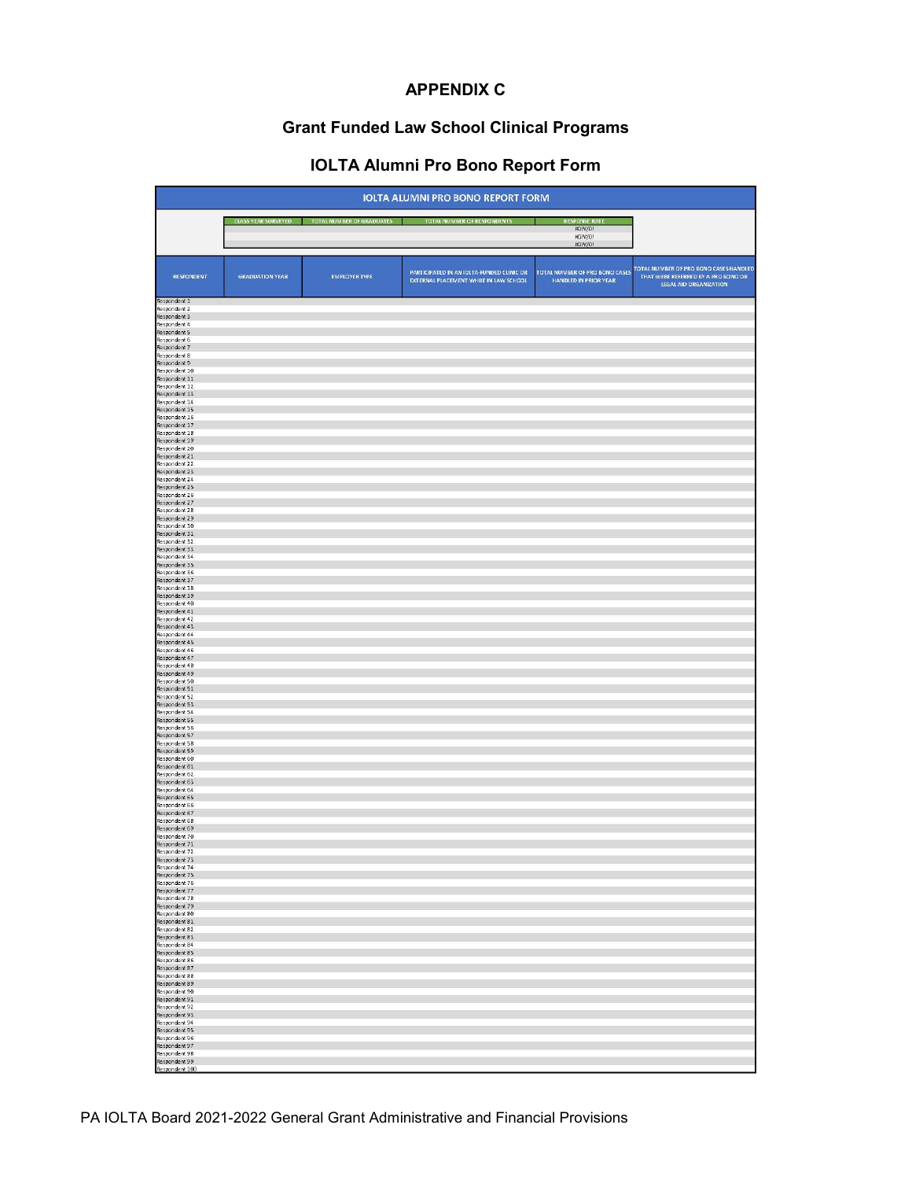# APPENDIX C

## Grant Funded Law School Clinical Programs

## IOLTA Alumni Pro Bono Report Form

**IOLTA ALUMNI PRO BONO REPORT FORM**

| CLASS YEAR SURVEYED | TOTAL NUMBER OF GRADUATES | TOTAL NUMBER OF RESPONDENTS | RESPONSE RATE |
|---|---|---|---|
| | | | #DIV/0! |
| | | | #DIV/0! |
| | | | #DIV/0! |

| RESPONDENT | GRADUATION YEAR | EMPLOYER TYPE | PARTICIPATED IN AN IOLTA-FUNDED CLINIC OR EXTERNAL PLACEMENT WHILE IN LAW SCHOOL | TOTAL NUMBER OF PRO BONO CASES HANDLED IN PRIOR YEAR | TOTAL NUMBER OF PRO BONO CASES HANDLED THAT WERE REFERRED BY A PRO BONO OR LEGAL AID ORGANIZATION |
|---|---|---|---|---|---|
| Respondent 1 | | | | | |
| Respondent 2 | | | | | |
| Respondent 3 | | | | | |
| Respondent 4 | | | | | |
| Respondent 5 | | | | | |
| Respondent 6 | | | | | |
| Respondent 7 | | | | | |
| Respondent 8 | | | | | |
| Respondent 9 | | | | | |
| Respondent 10 | | | | | |
| Respondent 11 | | | | | |
| Respondent 12 | | | | | |
| Respondent 13 | | | | | |
| Respondent 14 | | | | | |
| Respondent 15 | | | | | |
| Respondent 16 | | | | | |
| Respondent 17 | | | | | |
| Respondent 18 | | | | | |
| Respondent 19 | | | | | |
| Respondent 20 | | | | | |
| Respondent 21 | | | | | |
| Respondent 22 | | | | | |
| Respondent 23 | | | | | |
| Respondent 24 | | | | | |
| Respondent 25 | | | | | |
| Respondent 26 | | | | | |
| Respondent 27 | | | | | |
| Respondent 28 | | | | | |
| Respondent 29 | | | | | |
| Respondent 30 | | | | | |
| Respondent 31 | | | | | |
| Respondent 32 | | | | | |
| Respondent 33 | | | | | |
| Respondent 34 | | | | | |
| Respondent 35 | | | | | |
| Respondent 36 | | | | | |
| Respondent 37 | | | | | |
| Respondent 38 | | | | | |
| Respondent 39 | | | | | |
| Respondent 40 | | | | | |
| Respondent 41 | | | | | |
| Respondent 42 | | | | | |
| Respondent 43 | | | | | |
| Respondent 44 | | | | | |
| Respondent 45 | | | | | |
| Respondent 46 | | | | | |
| Respondent 47 | | | | | |
| Respondent 48 | | | | | |
| Respondent 49 | | | | | |
| Respondent 50 | | | | | |
| Respondent 51 | | | | | |
| Respondent 52 | | | | | |
| Respondent 53 | | | | | |
| Respondent 54 | | | | | |
| Respondent 55 | | | | | |
| Respondent 56 | | | | | |
| Respondent 57 | | | | | |
| Respondent 58 | | | | | |
| Respondent 59 | | | | | |
| Respondent 60 | | | | | |
| Respondent 61 | | | | | |
| Respondent 62 | | | | | |
| Respondent 63 | | | | | |
| Respondent 64 | | | | | |
| Respondent 65 | | | | | |
| Respondent 66 | | | | | |
| Respondent 67 | | | | | |
| Respondent 68 | | | | | |
| Respondent 69 | | | | | |
| Respondent 70 | | | | | |
| Respondent 71 | | | | | |
| Respondent 72 | | | | | |
| Respondent 73 | | | | | |
| Respondent 74 | | | | | |
| Respondent 75 | | | | | |
| Respondent 76 | | | | | |
| Respondent 77 | | | | | |
| Respondent 78 | | | | | |
| Respondent 79 | | | | | |
| Respondent 80 | | | | | |
| Respondent 81 | | | | | |
| Respondent 82 | | | | | |
| Respondent 83 | | | | | |
| Respondent 84 | | | | | |
| Respondent 85 | | | | | |
| Respondent 86 | | | | | |
| Respondent 87 | | | | | |
| Respondent 88 | | | | | |
| Respondent 89 | | | | | |
| Respondent 90 | | | | | |
| Respondent 91 | | | | | |
| Respondent 92 | | | | | |
| Respondent 93 | | | | | |
| Respondent 94 | | | | | |
| Respondent 95 | | | | | |
| Respondent 96 | | | | | |
| Respondent 97 | | | | | |
| Respondent 98 | | | | | |
| Respondent 99 | | | | | |
| Respondent 100 | | | | | |